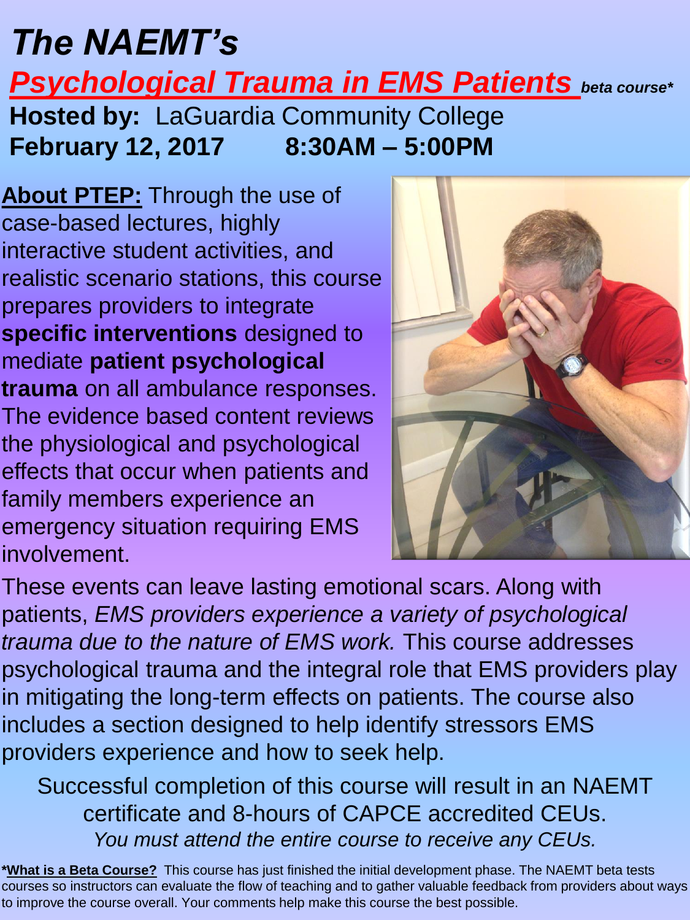# *The NAEMT's*

## ***Psychological Trauma in EMS Patients*** *beta course**

**Hosted by:** LaGuardia Community College

**February 12, 2017 8:30AM – 5:00PM**

**About PTEP:** Through the use of case-based lectures, highly interactive student activities, and realistic scenario stations, this course prepares providers to integrate **specific interventions** designed to mediate **patient psychological trauma** on all ambulance responses. The evidence based content reviews the physiological and psychological effects that occur when patients and family members experience an emergency situation requiring EMS involvement.

These events can leave lasting emotional scars. Along with patients, *EMS providers experience a variety of psychological trauma due to the nature of EMS work.* This course addresses psychological trauma and the integral role that EMS providers play in mitigating the long-term effects on patients. The course also includes a section designed to help identify stressors EMS providers experience and how to seek help.

Successful completion of this course will result in an NAEMT certificate and 8-hours of CAPCE accredited CEUs.

*You must attend the entire course to receive any CEUs.*

***What is a Beta Course?** This course has just finished the initial development phase. The NAEMT beta tests courses so instructors can evaluate the flow of teaching and to gather valuable feedback from providers about ways to improve the course overall. Your comments help make this course the best possible.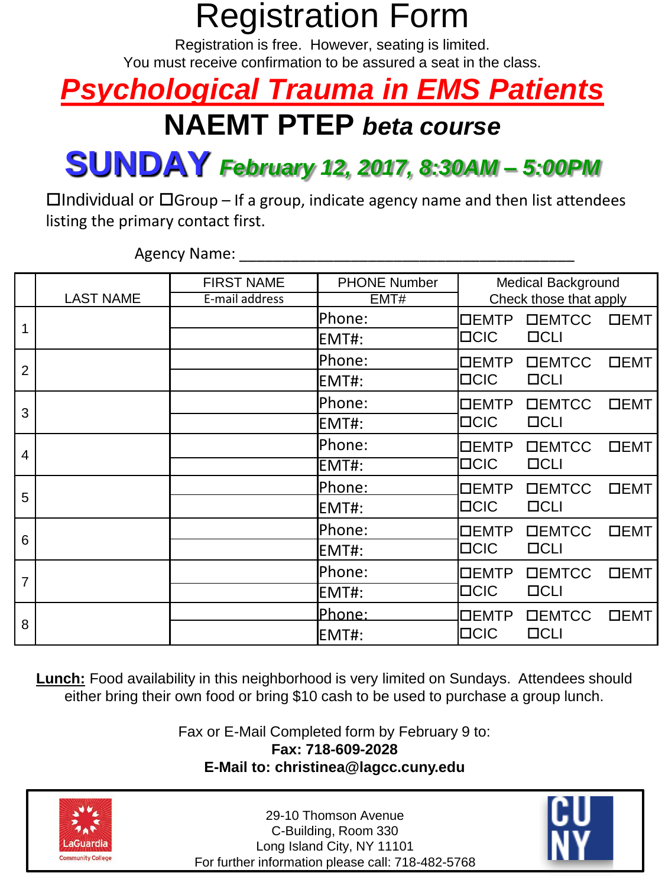# Registration Form

Registration is free. However, seating is limited.
You must receive confirmation to be assured a seat in the class.

## Psychological Trauma in EMS Patients

## NAEMT PTEP *beta course*

## SUNDAY *February 12, 2017, 8:30AM – 5:00PM*

☐Individual or ☐Group – If a group, indicate agency name and then list attendees listing the primary contact first.

Agency Name: ________________________________________

| | LAST NAME | FIRST NAME / E-mail address | PHONE Number / EMT# | Medical Background Check those that apply |
|---|---|---|---|---|
| 1 | | | Phone: EMT#: | ☐EMTP ☐EMTCC ☐EMT ☐CIC ☐CLI |
| 2 | | | Phone: EMT#: | ☐EMTP ☐EMTCC ☐EMT ☐CIC ☐CLI |
| 3 | | | Phone: EMT#: | ☐EMTP ☐EMTCC ☐EMT ☐CIC ☐CLI |
| 4 | | | Phone: EMT#: | ☐EMTP ☐EMTCC ☐EMT ☐CIC ☐CLI |
| 5 | | | Phone: EMT#: | ☐EMTP ☐EMTCC ☐EMT ☐CIC ☐CLI |
| 6 | | | Phone: EMT#: | ☐EMTP ☐EMTCC ☐EMT ☐CIC ☐CLI |
| 7 | | | Phone: EMT#: | ☐EMTP ☐EMTCC ☐EMT ☐CIC ☐CLI |
| 8 | | | Phone: EMT#: | ☐EMTP ☐EMTCC ☐EMT ☐CIC ☐CLI |

**Lunch:** Food availability in this neighborhood is very limited on Sundays. Attendees should either bring their own food or bring $10 cash to be used to purchase a group lunch.

Fax or E-Mail Completed form by February 9 to:
**Fax: 718-609-2028**
**E-Mail to: christinea@lagcc.cuny.edu**

LaGuardia Community College

29-10 Thomson Avenue
C-Building, Room 330
Long Island City, NY 11101
For further information please call: 718-482-5768

CUNY